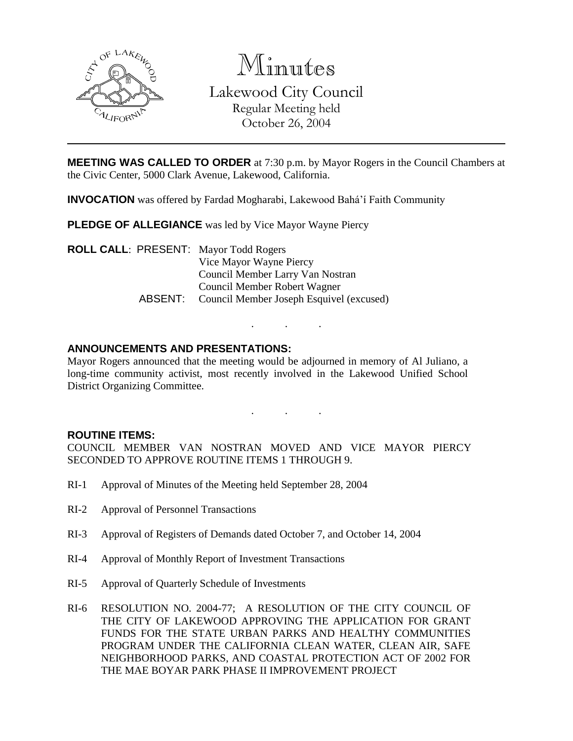# Minutes

## Lakewood City Council

Regular Meeting held
October 26, 2004

**MEETING WAS CALLED TO ORDER** at 7:30 p.m. by Mayor Rogers in the Council Chambers at the Civic Center, 5000 Clark Avenue, Lakewood, California.

**INVOCATION** was offered by Fardad Mogharabi, Lakewood Bahá'í Faith Community

**PLEDGE OF ALLEGIANCE** was led by Vice Mayor Wayne Piercy

**ROLL CALL**: PRESENT: Mayor Todd Rogers
Vice Mayor Wayne Piercy
Council Member Larry Van Nostran
Council Member Robert Wagner
ABSENT: Council Member Joseph Esquivel (excused)

. . .

**ANNOUNCEMENTS AND PRESENTATIONS:**

Mayor Rogers announced that the meeting would be adjourned in memory of Al Juliano, a long-time community activist, most recently involved in the Lakewood Unified School District Organizing Committee.

. . .

**ROUTINE ITEMS:**

COUNCIL MEMBER VAN NOSTRAN MOVED AND VICE MAYOR PIERCY SECONDED TO APPROVE ROUTINE ITEMS 1 THROUGH 9.

RI-1 Approval of Minutes of the Meeting held September 28, 2004

RI-2 Approval of Personnel Transactions

RI-3 Approval of Registers of Demands dated October 7, and October 14, 2004

RI-4 Approval of Monthly Report of Investment Transactions

RI-5 Approval of Quarterly Schedule of Investments

RI-6 RESOLUTION NO. 2004-77; A RESOLUTION OF THE CITY COUNCIL OF THE CITY OF LAKEWOOD APPROVING THE APPLICATION FOR GRANT FUNDS FOR THE STATE URBAN PARKS AND HEALTHY COMMUNITIES PROGRAM UNDER THE CALIFORNIA CLEAN WATER, CLEAN AIR, SAFE NEIGHBORHOOD PARKS, AND COASTAL PROTECTION ACT OF 2002 FOR THE MAE BOYAR PARK PHASE II IMPROVEMENT PROJECT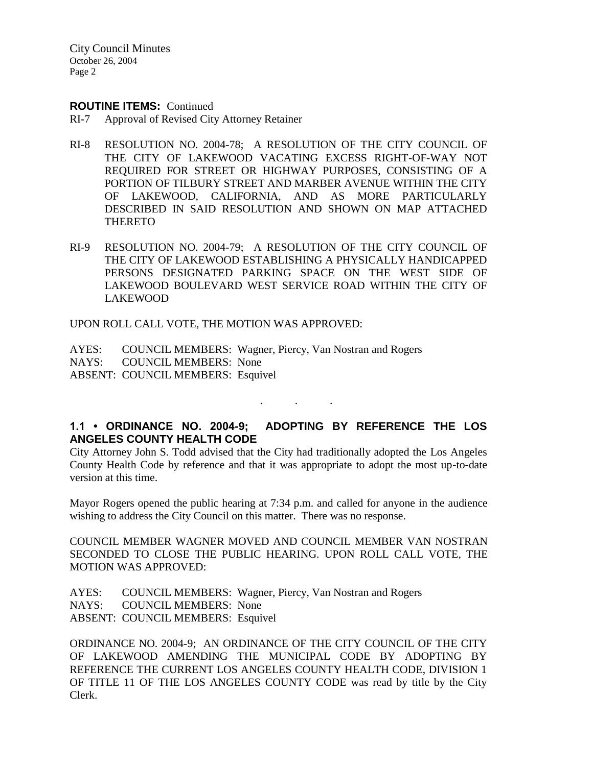**ROUTINE ITEMS:** Continued

RI-7 Approval of Revised City Attorney Retainer

RI-8 RESOLUTION NO. 2004-78; A RESOLUTION OF THE CITY COUNCIL OF THE CITY OF LAKEWOOD VACATING EXCESS RIGHT-OF-WAY NOT REQUIRED FOR STREET OR HIGHWAY PURPOSES, CONSISTING OF A PORTION OF TILBURY STREET AND MARBER AVENUE WITHIN THE CITY OF LAKEWOOD, CALIFORNIA, AND AS MORE PARTICULARLY DESCRIBED IN SAID RESOLUTION AND SHOWN ON MAP ATTACHED THERETO

RI-9 RESOLUTION NO. 2004-79; A RESOLUTION OF THE CITY COUNCIL OF THE CITY OF LAKEWOOD ESTABLISHING A PHYSICALLY HANDICAPPED PERSONS DESIGNATED PARKING SPACE ON THE WEST SIDE OF LAKEWOOD BOULEVARD WEST SERVICE ROAD WITHIN THE CITY OF LAKEWOOD

UPON ROLL CALL VOTE, THE MOTION WAS APPROVED:

AYES: COUNCIL MEMBERS: Wagner, Piercy, Van Nostran and Rogers
NAYS: COUNCIL MEMBERS: None
ABSENT: COUNCIL MEMBERS: Esquivel

. . .

### 1.1 • ORDINANCE NO. 2004-9; ADOPTING BY REFERENCE THE LOS ANGELES COUNTY HEALTH CODE

City Attorney John S. Todd advised that the City had traditionally adopted the Los Angeles County Health Code by reference and that it was appropriate to adopt the most up-to-date version at this time.

Mayor Rogers opened the public hearing at 7:34 p.m. and called for anyone in the audience wishing to address the City Council on this matter. There was no response.

COUNCIL MEMBER WAGNER MOVED AND COUNCIL MEMBER VAN NOSTRAN SECONDED TO CLOSE THE PUBLIC HEARING. UPON ROLL CALL VOTE, THE MOTION WAS APPROVED:

AYES: COUNCIL MEMBERS: Wagner, Piercy, Van Nostran and Rogers
NAYS: COUNCIL MEMBERS: None
ABSENT: COUNCIL MEMBERS: Esquivel

ORDINANCE NO. 2004-9; AN ORDINANCE OF THE CITY COUNCIL OF THE CITY OF LAKEWOOD AMENDING THE MUNICIPAL CODE BY ADOPTING BY REFERENCE THE CURRENT LOS ANGELES COUNTY HEALTH CODE, DIVISION 1 OF TITLE 11 OF THE LOS ANGELES COUNTY CODE was read by title by the City Clerk.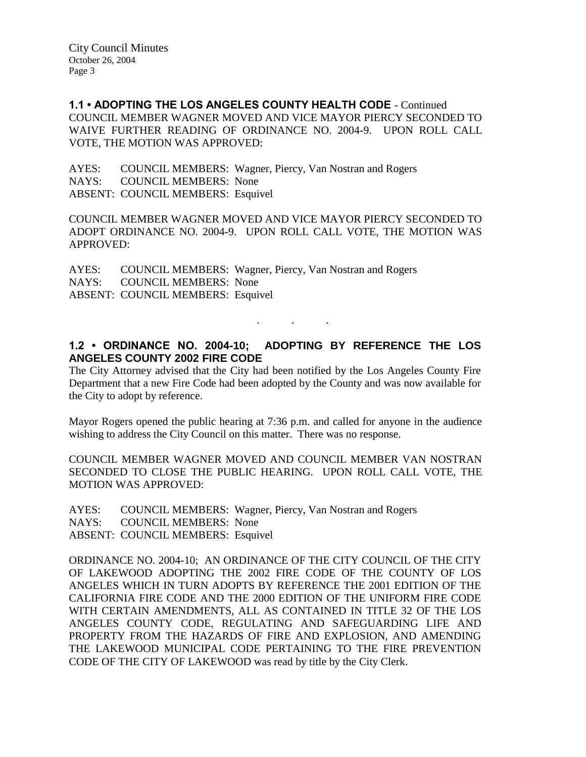**1.1 • ADOPTING THE LOS ANGELES COUNTY HEALTH CODE** - Continued

COUNCIL MEMBER WAGNER MOVED AND VICE MAYOR PIERCY SECONDED TO WAIVE FURTHER READING OF ORDINANCE NO. 2004-9. UPON ROLL CALL VOTE, THE MOTION WAS APPROVED:

AYES: COUNCIL MEMBERS: Wagner, Piercy, Van Nostran and Rogers
NAYS: COUNCIL MEMBERS: None
ABSENT: COUNCIL MEMBERS: Esquivel

COUNCIL MEMBER WAGNER MOVED AND VICE MAYOR PIERCY SECONDED TO ADOPT ORDINANCE NO. 2004-9. UPON ROLL CALL VOTE, THE MOTION WAS APPROVED:

AYES: COUNCIL MEMBERS: Wagner, Piercy, Van Nostran and Rogers
NAYS: COUNCIL MEMBERS: None
ABSENT: COUNCIL MEMBERS: Esquivel

. . .

**1.2 • ORDINANCE NO. 2004-10; ADOPTING BY REFERENCE THE LOS ANGELES COUNTY 2002 FIRE CODE**

The City Attorney advised that the City had been notified by the Los Angeles County Fire Department that a new Fire Code had been adopted by the County and was now available for the City to adopt by reference.

Mayor Rogers opened the public hearing at 7:36 p.m. and called for anyone in the audience wishing to address the City Council on this matter. There was no response.

COUNCIL MEMBER WAGNER MOVED AND COUNCIL MEMBER VAN NOSTRAN SECONDED TO CLOSE THE PUBLIC HEARING. UPON ROLL CALL VOTE, THE MOTION WAS APPROVED:

AYES: COUNCIL MEMBERS: Wagner, Piercy, Van Nostran and Rogers
NAYS: COUNCIL MEMBERS: None
ABSENT: COUNCIL MEMBERS: Esquivel

ORDINANCE NO. 2004-10; AN ORDINANCE OF THE CITY COUNCIL OF THE CITY OF LAKEWOOD ADOPTING THE 2002 FIRE CODE OF THE COUNTY OF LOS ANGELES WHICH IN TURN ADOPTS BY REFERENCE THE 2001 EDITION OF THE CALIFORNIA FIRE CODE AND THE 2000 EDITION OF THE UNIFORM FIRE CODE WITH CERTAIN AMENDMENTS, ALL AS CONTAINED IN TITLE 32 OF THE LOS ANGELES COUNTY CODE, REGULATING AND SAFEGUARDING LIFE AND PROPERTY FROM THE HAZARDS OF FIRE AND EXPLOSION, AND AMENDING THE LAKEWOOD MUNICIPAL CODE PERTAINING TO THE FIRE PREVENTION CODE OF THE CITY OF LAKEWOOD was read by title by the City Clerk.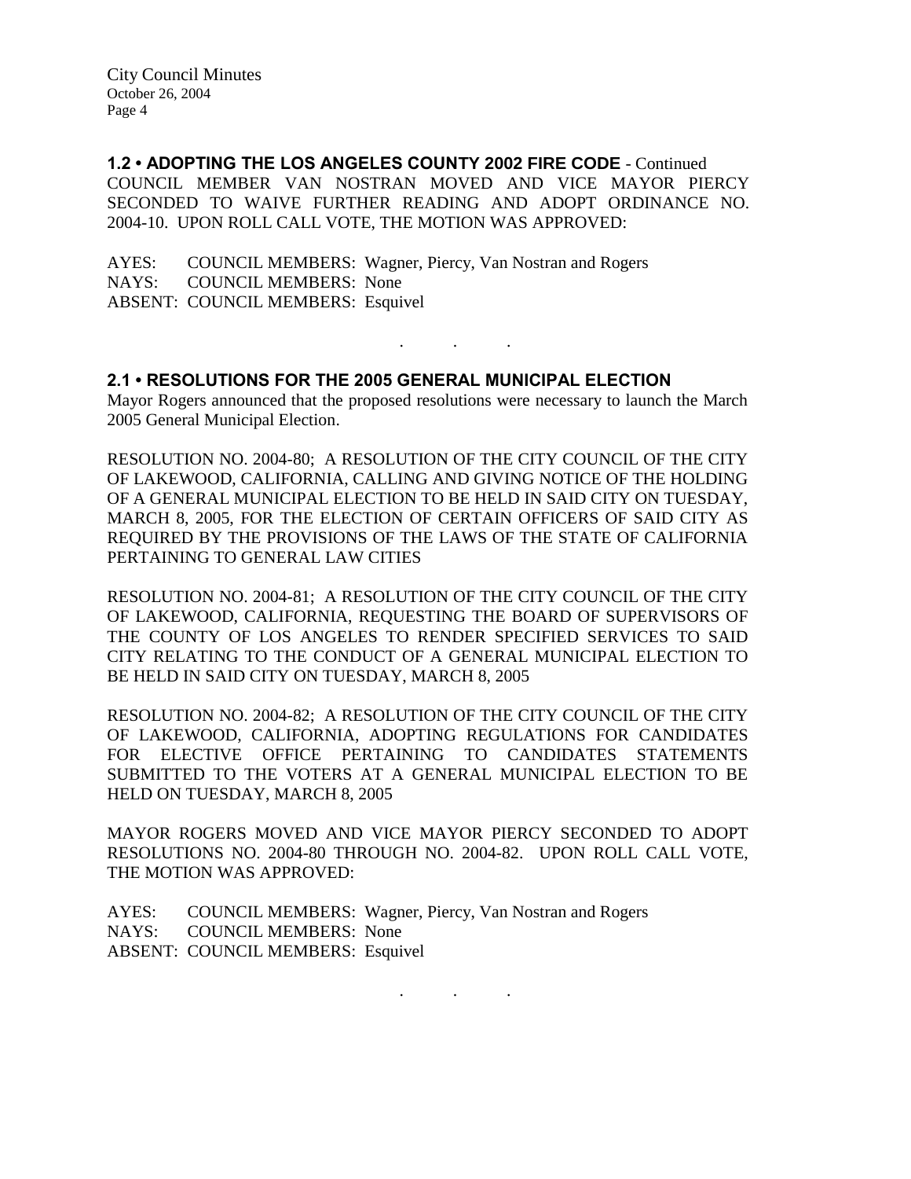**1.2 • ADOPTING THE LOS ANGELES COUNTY 2002 FIRE CODE** - Continued

COUNCIL MEMBER VAN NOSTRAN MOVED AND VICE MAYOR PIERCY SECONDED TO WAIVE FURTHER READING AND ADOPT ORDINANCE NO. 2004-10. UPON ROLL CALL VOTE, THE MOTION WAS APPROVED:

AYES: COUNCIL MEMBERS: Wagner, Piercy, Van Nostran and Rogers
NAYS: COUNCIL MEMBERS: None
ABSENT: COUNCIL MEMBERS: Esquivel

. . .

**2.1 • RESOLUTIONS FOR THE 2005 GENERAL MUNICIPAL ELECTION**

Mayor Rogers announced that the proposed resolutions were necessary to launch the March 2005 General Municipal Election.

RESOLUTION NO. 2004-80; A RESOLUTION OF THE CITY COUNCIL OF THE CITY OF LAKEWOOD, CALIFORNIA, CALLING AND GIVING NOTICE OF THE HOLDING OF A GENERAL MUNICIPAL ELECTION TO BE HELD IN SAID CITY ON TUESDAY, MARCH 8, 2005, FOR THE ELECTION OF CERTAIN OFFICERS OF SAID CITY AS REQUIRED BY THE PROVISIONS OF THE LAWS OF THE STATE OF CALIFORNIA PERTAINING TO GENERAL LAW CITIES

RESOLUTION NO. 2004-81; A RESOLUTION OF THE CITY COUNCIL OF THE CITY OF LAKEWOOD, CALIFORNIA, REQUESTING THE BOARD OF SUPERVISORS OF THE COUNTY OF LOS ANGELES TO RENDER SPECIFIED SERVICES TO SAID CITY RELATING TO THE CONDUCT OF A GENERAL MUNICIPAL ELECTION TO BE HELD IN SAID CITY ON TUESDAY, MARCH 8, 2005

RESOLUTION NO. 2004-82; A RESOLUTION OF THE CITY COUNCIL OF THE CITY OF LAKEWOOD, CALIFORNIA, ADOPTING REGULATIONS FOR CANDIDATES FOR ELECTIVE OFFICE PERTAINING TO CANDIDATES STATEMENTS SUBMITTED TO THE VOTERS AT A GENERAL MUNICIPAL ELECTION TO BE HELD ON TUESDAY, MARCH 8, 2005

MAYOR ROGERS MOVED AND VICE MAYOR PIERCY SECONDED TO ADOPT RESOLUTIONS NO. 2004-80 THROUGH NO. 2004-82. UPON ROLL CALL VOTE, THE MOTION WAS APPROVED:

AYES: COUNCIL MEMBERS: Wagner, Piercy, Van Nostran and Rogers
NAYS: COUNCIL MEMBERS: None
ABSENT: COUNCIL MEMBERS: Esquivel

. . .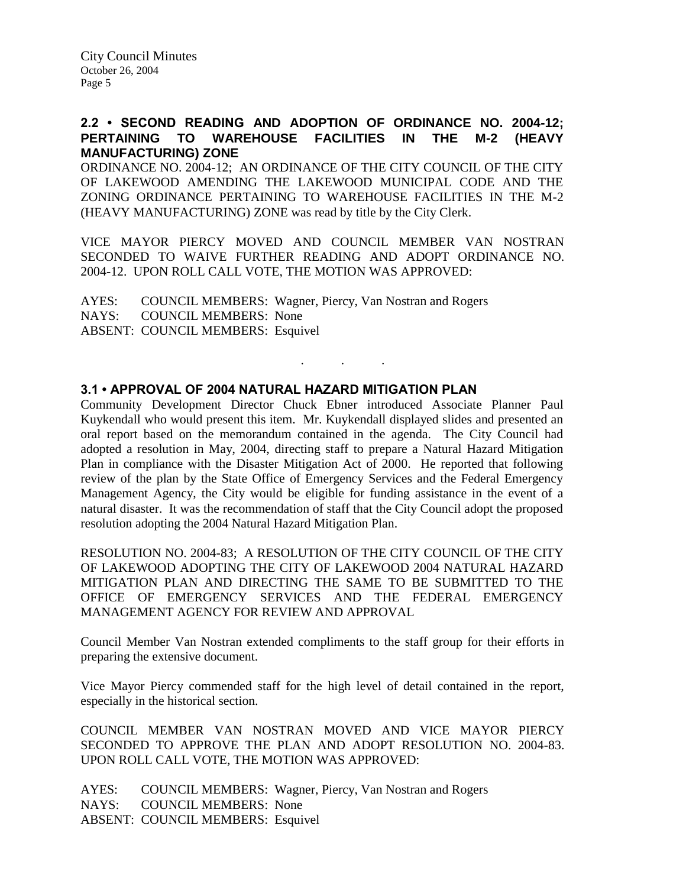## 2.2 • SECOND READING AND ADOPTION OF ORDINANCE NO. 2004-12; PERTAINING TO WAREHOUSE FACILITIES IN THE M-2 (HEAVY MANUFACTURING) ZONE

ORDINANCE NO. 2004-12; AN ORDINANCE OF THE CITY COUNCIL OF THE CITY OF LAKEWOOD AMENDING THE LAKEWOOD MUNICIPAL CODE AND THE ZONING ORDINANCE PERTAINING TO WAREHOUSE FACILITIES IN THE M-2 (HEAVY MANUFACTURING) ZONE was read by title by the City Clerk.

VICE MAYOR PIERCY MOVED AND COUNCIL MEMBER VAN NOSTRAN SECONDED TO WAIVE FURTHER READING AND ADOPT ORDINANCE NO. 2004-12. UPON ROLL CALL VOTE, THE MOTION WAS APPROVED:

AYES: COUNCIL MEMBERS: Wagner, Piercy, Van Nostran and Rogers
NAYS: COUNCIL MEMBERS: None
ABSENT: COUNCIL MEMBERS: Esquivel

. . .

## 3.1 • APPROVAL OF 2004 NATURAL HAZARD MITIGATION PLAN

Community Development Director Chuck Ebner introduced Associate Planner Paul Kuykendall who would present this item. Mr. Kuykendall displayed slides and presented an oral report based on the memorandum contained in the agenda. The City Council had adopted a resolution in May, 2004, directing staff to prepare a Natural Hazard Mitigation Plan in compliance with the Disaster Mitigation Act of 2000. He reported that following review of the plan by the State Office of Emergency Services and the Federal Emergency Management Agency, the City would be eligible for funding assistance in the event of a natural disaster. It was the recommendation of staff that the City Council adopt the proposed resolution adopting the 2004 Natural Hazard Mitigation Plan.

RESOLUTION NO. 2004-83; A RESOLUTION OF THE CITY COUNCIL OF THE CITY OF LAKEWOOD ADOPTING THE CITY OF LAKEWOOD 2004 NATURAL HAZARD MITIGATION PLAN AND DIRECTING THE SAME TO BE SUBMITTED TO THE OFFICE OF EMERGENCY SERVICES AND THE FEDERAL EMERGENCY MANAGEMENT AGENCY FOR REVIEW AND APPROVAL

Council Member Van Nostran extended compliments to the staff group for their efforts in preparing the extensive document.

Vice Mayor Piercy commended staff for the high level of detail contained in the report, especially in the historical section.

COUNCIL MEMBER VAN NOSTRAN MOVED AND VICE MAYOR PIERCY SECONDED TO APPROVE THE PLAN AND ADOPT RESOLUTION NO. 2004-83. UPON ROLL CALL VOTE, THE MOTION WAS APPROVED:

AYES: COUNCIL MEMBERS: Wagner, Piercy, Van Nostran and Rogers
NAYS: COUNCIL MEMBERS: None
ABSENT: COUNCIL MEMBERS: Esquivel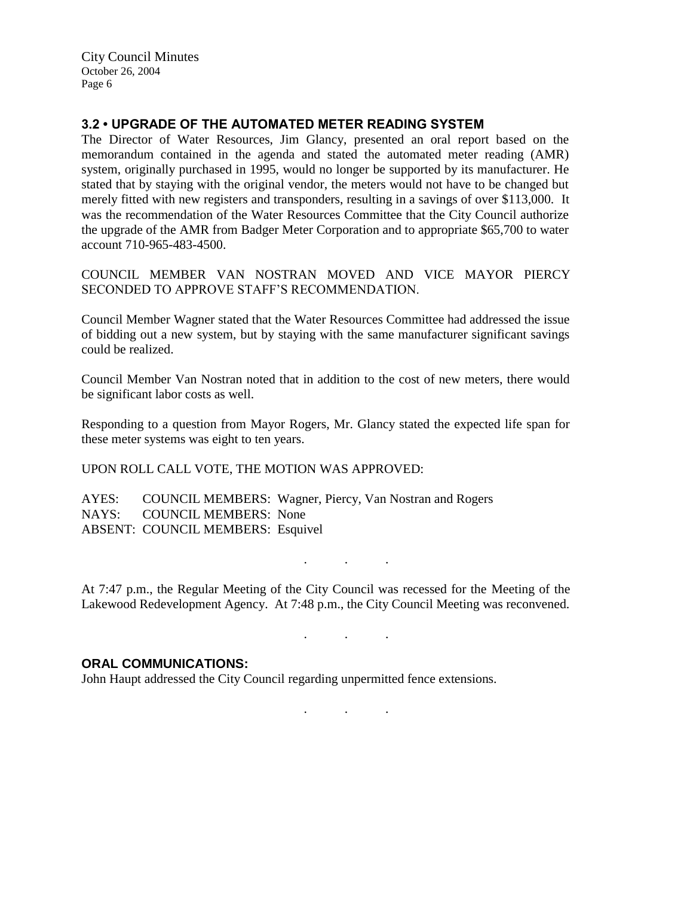### 3.2 • UPGRADE OF THE AUTOMATED METER READING SYSTEM

The Director of Water Resources, Jim Glancy, presented an oral report based on the memorandum contained in the agenda and stated the automated meter reading (AMR) system, originally purchased in 1995, would no longer be supported by its manufacturer. He stated that by staying with the original vendor, the meters would not have to be changed but merely fitted with new registers and transponders, resulting in a savings of over $113,000. It was the recommendation of the Water Resources Committee that the City Council authorize the upgrade of the AMR from Badger Meter Corporation and to appropriate $65,700 to water account 710-965-483-4500.

COUNCIL MEMBER VAN NOSTRAN MOVED AND VICE MAYOR PIERCY SECONDED TO APPROVE STAFF'S RECOMMENDATION.

Council Member Wagner stated that the Water Resources Committee had addressed the issue of bidding out a new system, but by staying with the same manufacturer significant savings could be realized.

Council Member Van Nostran noted that in addition to the cost of new meters, there would be significant labor costs as well.

Responding to a question from Mayor Rogers, Mr. Glancy stated the expected life span for these meter systems was eight to ten years.

UPON ROLL CALL VOTE, THE MOTION WAS APPROVED:

AYES: COUNCIL MEMBERS: Wagner, Piercy, Van Nostran and Rogers
NAYS: COUNCIL MEMBERS: None
ABSENT: COUNCIL MEMBERS: Esquivel

. . .

At 7:47 p.m., the Regular Meeting of the City Council was recessed for the Meeting of the Lakewood Redevelopment Agency. At 7:48 p.m., the City Council Meeting was reconvened.

. . .

### ORAL COMMUNICATIONS:

John Haupt addressed the City Council regarding unpermitted fence extensions.

. . .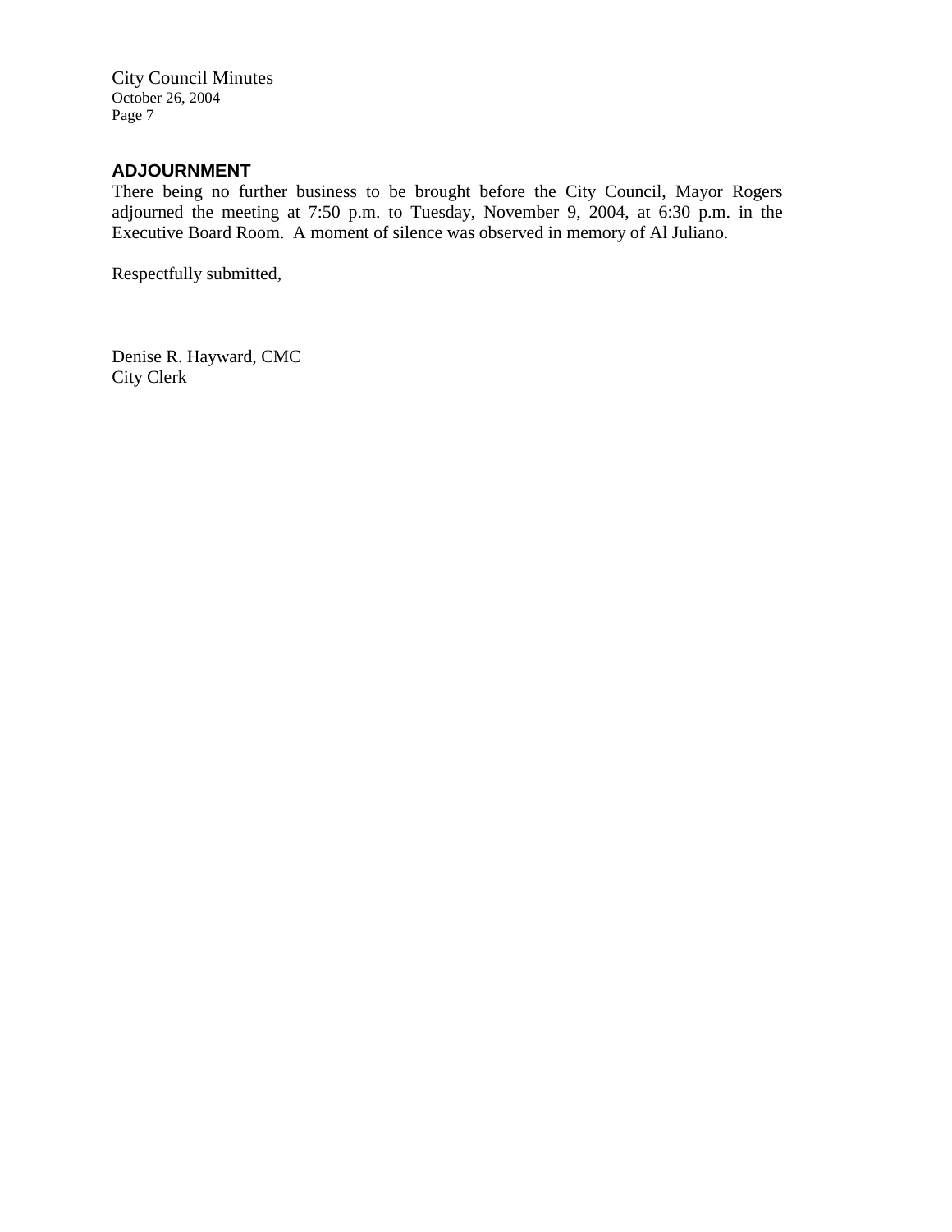## ADJOURNMENT

There being no further business to be brought before the City Council, Mayor Rogers adjourned the meeting at 7:50 p.m. to Tuesday, November 9, 2004, at 6:30 p.m. in the Executive Board Room. A moment of silence was observed in memory of Al Juliano.

Respectfully submitted,

Denise R. Hayward, CMC
City Clerk